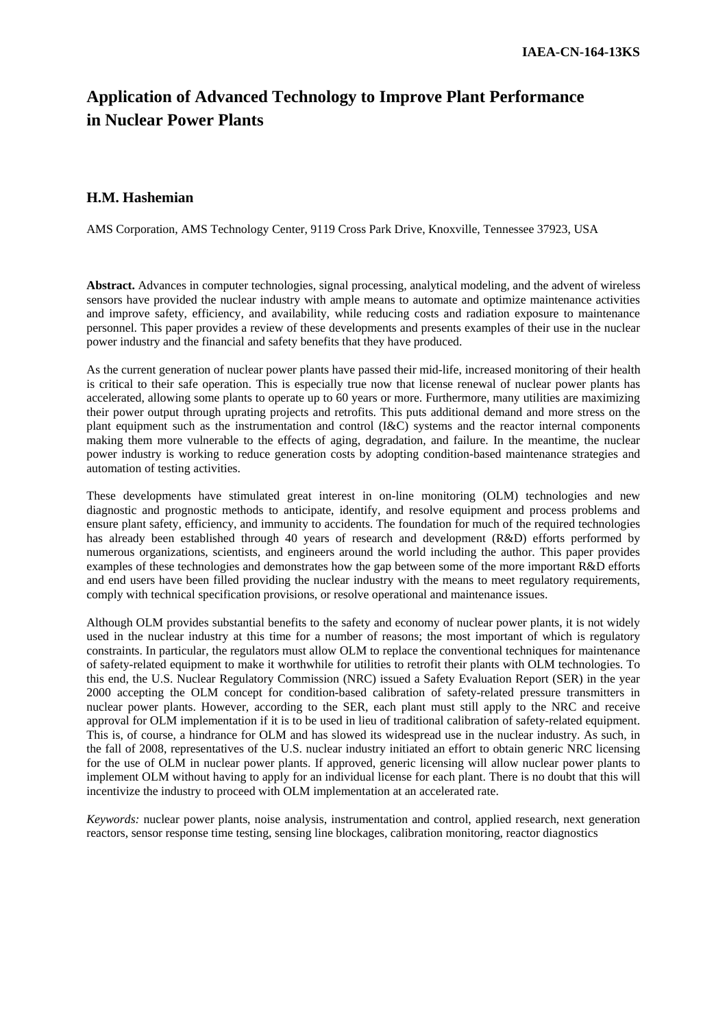IAEA-CN-164-13KS

# Application of Advanced Technology to Improve Plant Performance in Nuclear Power Plants

**H.M. Hashemian**

AMS Corporation, AMS Technology Center, 9119 Cross Park Drive, Knoxville, Tennessee 37923, USA

**Abstract.** Advances in computer technologies, signal processing, analytical modeling, and the advent of wireless sensors have provided the nuclear industry with ample means to automate and optimize maintenance activities and improve safety, efficiency, and availability, while reducing costs and radiation exposure to maintenance personnel. This paper provides a review of these developments and presents examples of their use in the nuclear power industry and the financial and safety benefits that they have produced.

As the current generation of nuclear power plants have passed their mid-life, increased monitoring of their health is critical to their safe operation. This is especially true now that license renewal of nuclear power plants has accelerated, allowing some plants to operate up to 60 years or more. Furthermore, many utilities are maximizing their power output through uprating projects and retrofits. This puts additional demand and more stress on the plant equipment such as the instrumentation and control (I&C) systems and the reactor internal components making them more vulnerable to the effects of aging, degradation, and failure. In the meantime, the nuclear power industry is working to reduce generation costs by adopting condition-based maintenance strategies and automation of testing activities.

These developments have stimulated great interest in on-line monitoring (OLM) technologies and new diagnostic and prognostic methods to anticipate, identify, and resolve equipment and process problems and ensure plant safety, efficiency, and immunity to accidents. The foundation for much of the required technologies has already been established through 40 years of research and development (R&D) efforts performed by numerous organizations, scientists, and engineers around the world including the author. This paper provides examples of these technologies and demonstrates how the gap between some of the more important R&D efforts and end users have been filled providing the nuclear industry with the means to meet regulatory requirements, comply with technical specification provisions, or resolve operational and maintenance issues.

Although OLM provides substantial benefits to the safety and economy of nuclear power plants, it is not widely used in the nuclear industry at this time for a number of reasons; the most important of which is regulatory constraints. In particular, the regulators must allow OLM to replace the conventional techniques for maintenance of safety-related equipment to make it worthwhile for utilities to retrofit their plants with OLM technologies. To this end, the U.S. Nuclear Regulatory Commission (NRC) issued a Safety Evaluation Report (SER) in the year 2000 accepting the OLM concept for condition-based calibration of safety-related pressure transmitters in nuclear power plants. However, according to the SER, each plant must still apply to the NRC and receive approval for OLM implementation if it is to be used in lieu of traditional calibration of safety-related equipment. This is, of course, a hindrance for OLM and has slowed its widespread use in the nuclear industry. As such, in the fall of 2008, representatives of the U.S. nuclear industry initiated an effort to obtain generic NRC licensing for the use of OLM in nuclear power plants. If approved, generic licensing will allow nuclear power plants to implement OLM without having to apply for an individual license for each plant. There is no doubt that this will incentivize the industry to proceed with OLM implementation at an accelerated rate.

*Keywords:* nuclear power plants, noise analysis, instrumentation and control, applied research, next generation reactors, sensor response time testing, sensing line blockages, calibration monitoring, reactor diagnostics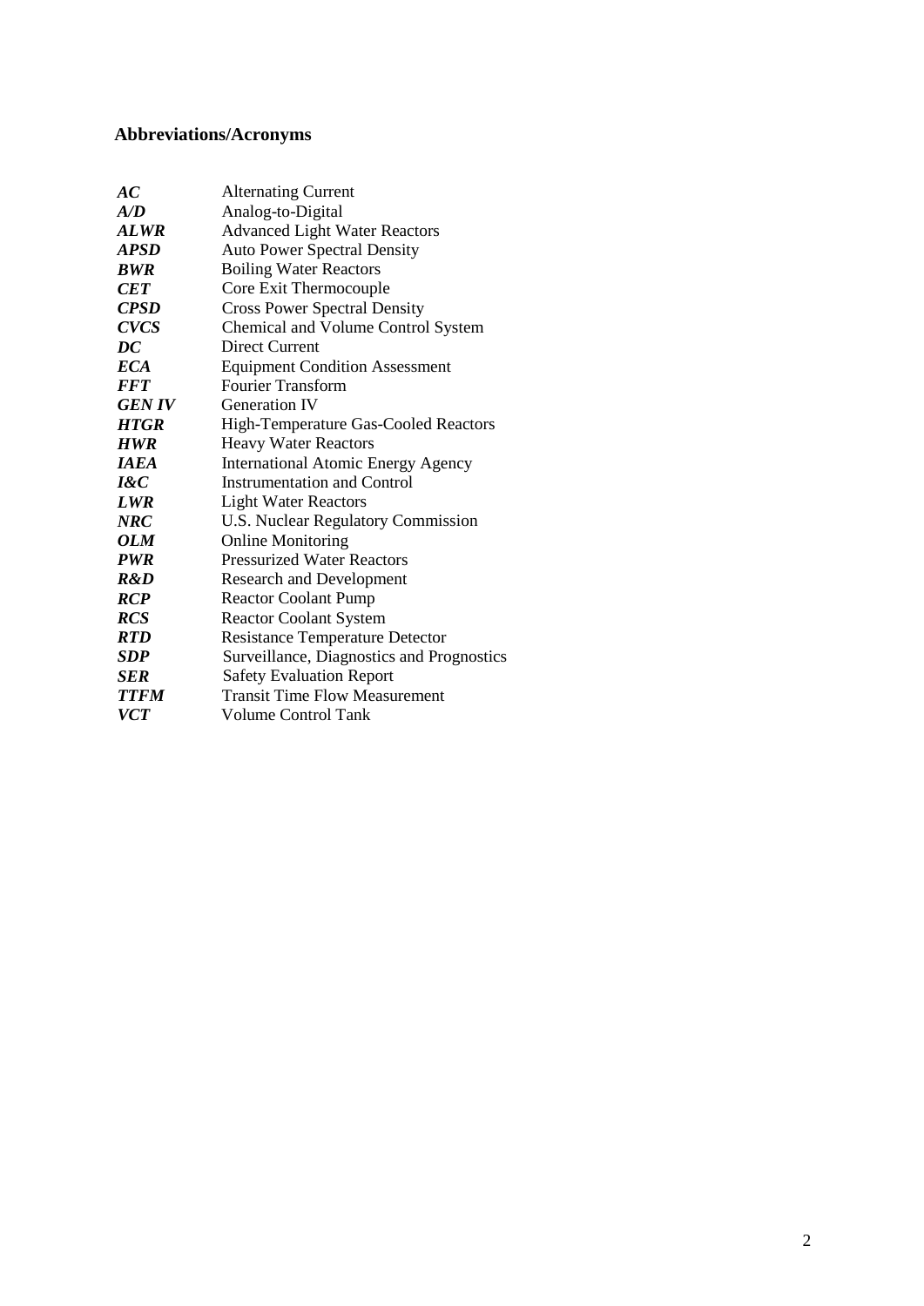## Abbreviations/Acronyms

| | |
|---|---|
| ***AC*** | Alternating Current |
| ***A/D*** | Analog-to-Digital |
| ***ALWR*** | Advanced Light Water Reactors |
| ***APSD*** | Auto Power Spectral Density |
| ***BWR*** | Boiling Water Reactors |
| ***CET*** | Core Exit Thermocouple |
| ***CPSD*** | Cross Power Spectral Density |
| ***CVCS*** | Chemical and Volume Control System |
| ***DC*** | Direct Current |
| ***ECA*** | Equipment Condition Assessment |
| ***FFT*** | Fourier Transform |
| ***GEN IV*** | Generation IV |
| ***HTGR*** | High-Temperature Gas-Cooled Reactors |
| ***HWR*** | Heavy Water Reactors |
| ***IAEA*** | International Atomic Energy Agency |
| ***I&C*** | Instrumentation and Control |
| ***LWR*** | Light Water Reactors |
| ***NRC*** | U.S. Nuclear Regulatory Commission |
| ***OLM*** | Online Monitoring |
| ***PWR*** | Pressurized Water Reactors |
| ***R&D*** | Research and Development |
| ***RCP*** | Reactor Coolant Pump |
| ***RCS*** | Reactor Coolant System |
| ***RTD*** | Resistance Temperature Detector |
| ***SDP*** | Surveillance, Diagnostics and Prognostics |
| ***SER*** | Safety Evaluation Report |
| ***TTFM*** | Transit Time Flow Measurement |
| ***VCT*** | Volume Control Tank |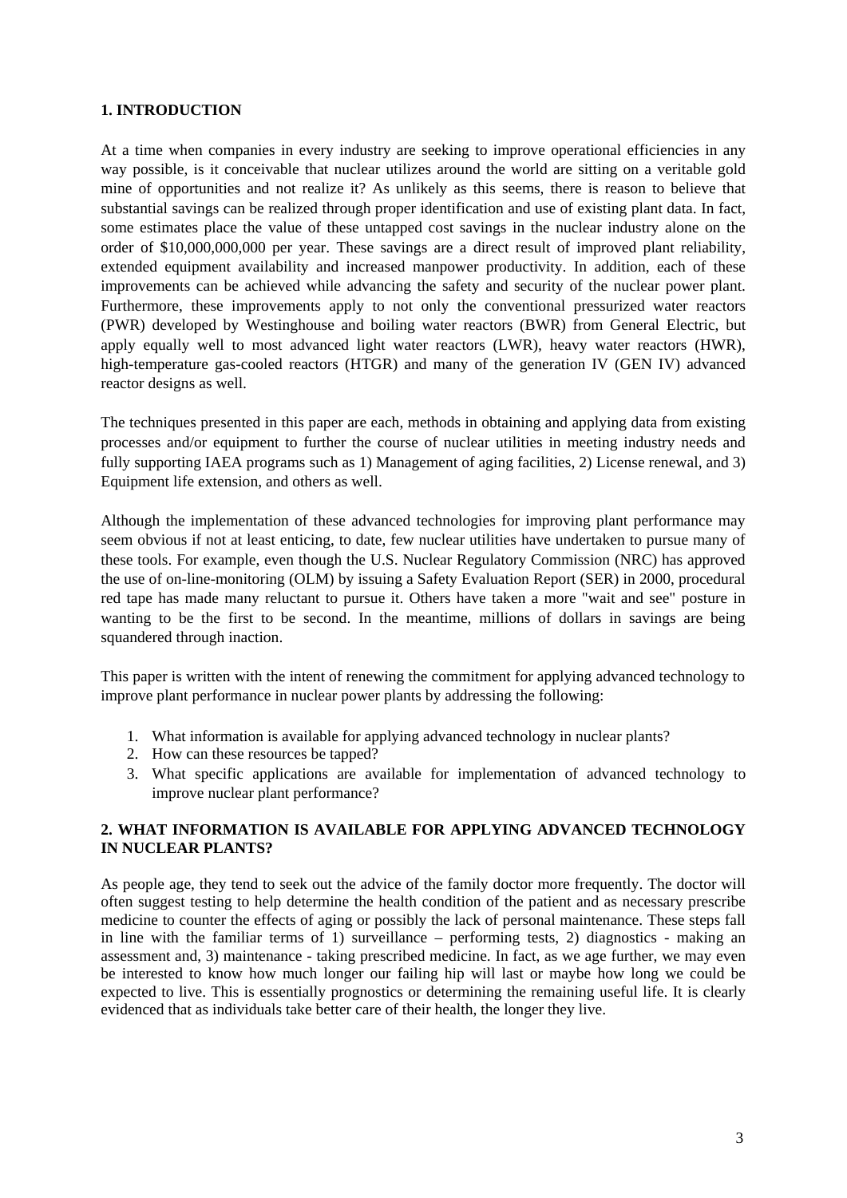## 1. INTRODUCTION

At a time when companies in every industry are seeking to improve operational efficiencies in any way possible, is it conceivable that nuclear utilizes around the world are sitting on a veritable gold mine of opportunities and not realize it? As unlikely as this seems, there is reason to believe that substantial savings can be realized through proper identification and use of existing plant data. In fact, some estimates place the value of these untapped cost savings in the nuclear industry alone on the order of $10,000,000,000 per year. These savings are a direct result of improved plant reliability, extended equipment availability and increased manpower productivity. In addition, each of these improvements can be achieved while advancing the safety and security of the nuclear power plant. Furthermore, these improvements apply to not only the conventional pressurized water reactors (PWR) developed by Westinghouse and boiling water reactors (BWR) from General Electric, but apply equally well to most advanced light water reactors (LWR), heavy water reactors (HWR), high-temperature gas-cooled reactors (HTGR) and many of the generation IV (GEN IV) advanced reactor designs as well.

The techniques presented in this paper are each, methods in obtaining and applying data from existing processes and/or equipment to further the course of nuclear utilities in meeting industry needs and fully supporting IAEA programs such as 1) Management of aging facilities, 2) License renewal, and 3) Equipment life extension, and others as well.

Although the implementation of these advanced technologies for improving plant performance may seem obvious if not at least enticing, to date, few nuclear utilities have undertaken to pursue many of these tools. For example, even though the U.S. Nuclear Regulatory Commission (NRC) has approved the use of on-line-monitoring (OLM) by issuing a Safety Evaluation Report (SER) in 2000, procedural red tape has made many reluctant to pursue it. Others have taken a more "wait and see" posture in wanting to be the first to be second. In the meantime, millions of dollars in savings are being squandered through inaction.

This paper is written with the intent of renewing the commitment for applying advanced technology to improve plant performance in nuclear power plants by addressing the following:

1. What information is available for applying advanced technology in nuclear plants?
2. How can these resources be tapped?
3. What specific applications are available for implementation of advanced technology to improve nuclear plant performance?

## 2. WHAT INFORMATION IS AVAILABLE FOR APPLYING ADVANCED TECHNOLOGY IN NUCLEAR PLANTS?

As people age, they tend to seek out the advice of the family doctor more frequently. The doctor will often suggest testing to help determine the health condition of the patient and as necessary prescribe medicine to counter the effects of aging or possibly the lack of personal maintenance. These steps fall in line with the familiar terms of 1) surveillance – performing tests, 2) diagnostics - making an assessment and, 3) maintenance - taking prescribed medicine. In fact, as we age further, we may even be interested to know how much longer our failing hip will last or maybe how long we could be expected to live. This is essentially prognostics or determining the remaining useful life. It is clearly evidenced that as individuals take better care of their health, the longer they live.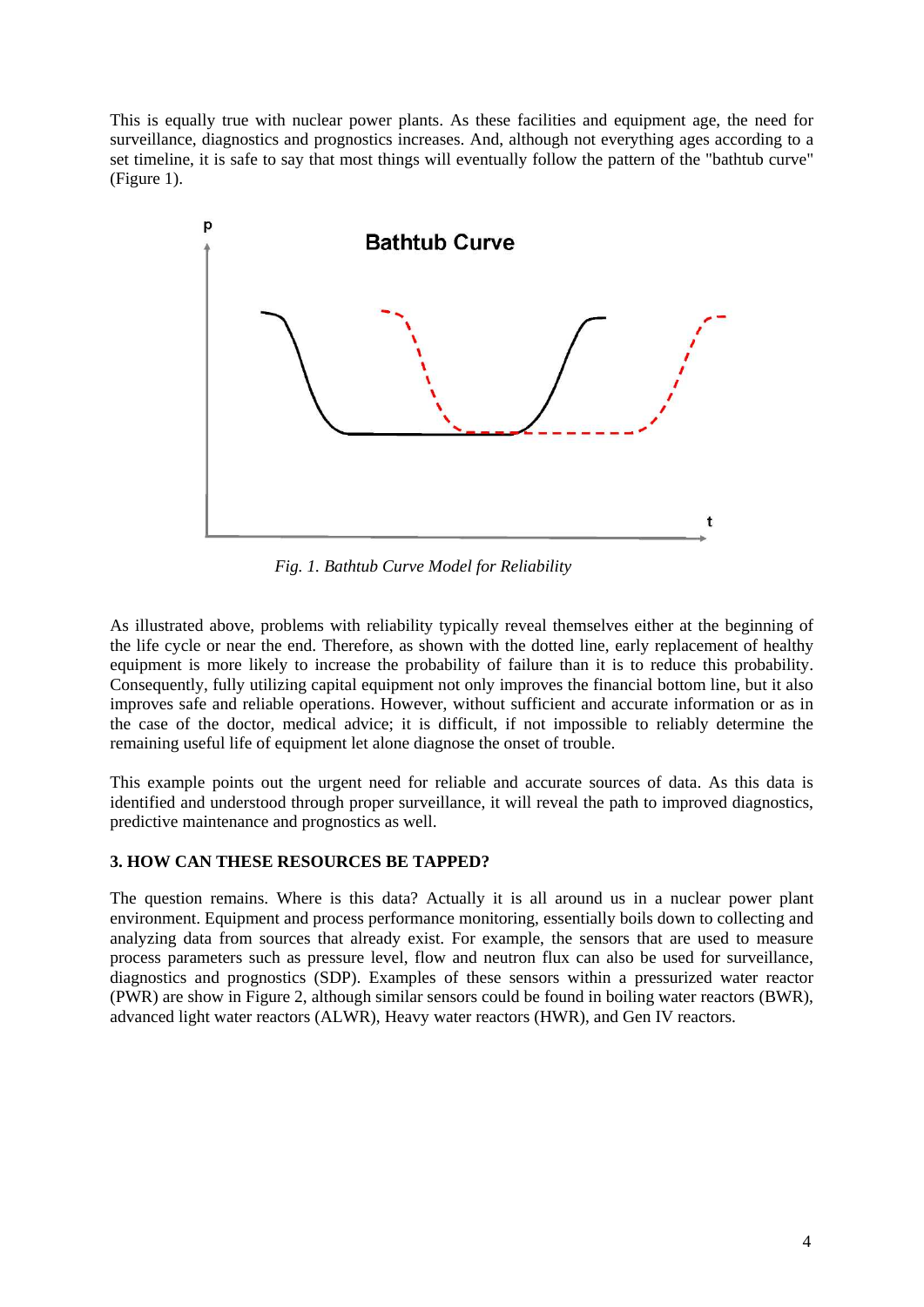This is equally true with nuclear power plants. As these facilities and equipment age, the need for surveillance, diagnostics and prognostics increases. And, although not everything ages according to a set timeline, it is safe to say that most things will eventually follow the pattern of the "bathtub curve" (Figure 1).

*Fig. 1. Bathtub Curve Model for Reliability*

As illustrated above, problems with reliability typically reveal themselves either at the beginning of the life cycle or near the end. Therefore, as shown with the dotted line, early replacement of healthy equipment is more likely to increase the probability of failure than it is to reduce this probability. Consequently, fully utilizing capital equipment not only improves the financial bottom line, but it also improves safe and reliable operations. However, without sufficient and accurate information or as in the case of the doctor, medical advice; it is difficult, if not impossible to reliably determine the remaining useful life of equipment let alone diagnose the onset of trouble.

This example points out the urgent need for reliable and accurate sources of data. As this data is identified and understood through proper surveillance, it will reveal the path to improved diagnostics, predictive maintenance and prognostics as well.

## 3. HOW CAN THESE RESOURCES BE TAPPED?

The question remains. Where is this data? Actually it is all around us in a nuclear power plant environment. Equipment and process performance monitoring, essentially boils down to collecting and analyzing data from sources that already exist. For example, the sensors that are used to measure process parameters such as pressure level, flow and neutron flux can also be used for surveillance, diagnostics and prognostics (SDP). Examples of these sensors within a pressurized water reactor (PWR) are show in Figure 2, although similar sensors could be found in boiling water reactors (BWR), advanced light water reactors (ALWR), Heavy water reactors (HWR), and Gen IV reactors.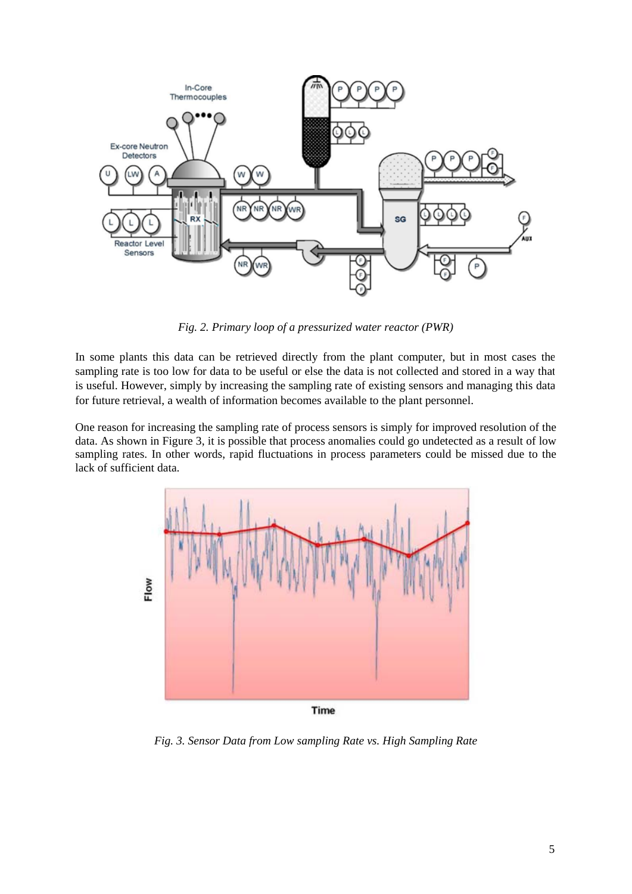*Fig. 2. Primary loop of a pressurized water reactor (PWR)*

In some plants this data can be retrieved directly from the plant computer, but in most cases the sampling rate is too low for data to be useful or else the data is not collected and stored in a way that is useful. However, simply by increasing the sampling rate of existing sensors and managing this data for future retrieval, a wealth of information becomes available to the plant personnel.

One reason for increasing the sampling rate of process sensors is simply for improved resolution of the data. As shown in Figure 3, it is possible that process anomalies could go undetected as a result of low sampling rates. In other words, rapid fluctuations in process parameters could be missed due to the lack of sufficient data.

*Fig. 3. Sensor Data from Low sampling Rate vs. High Sampling Rate*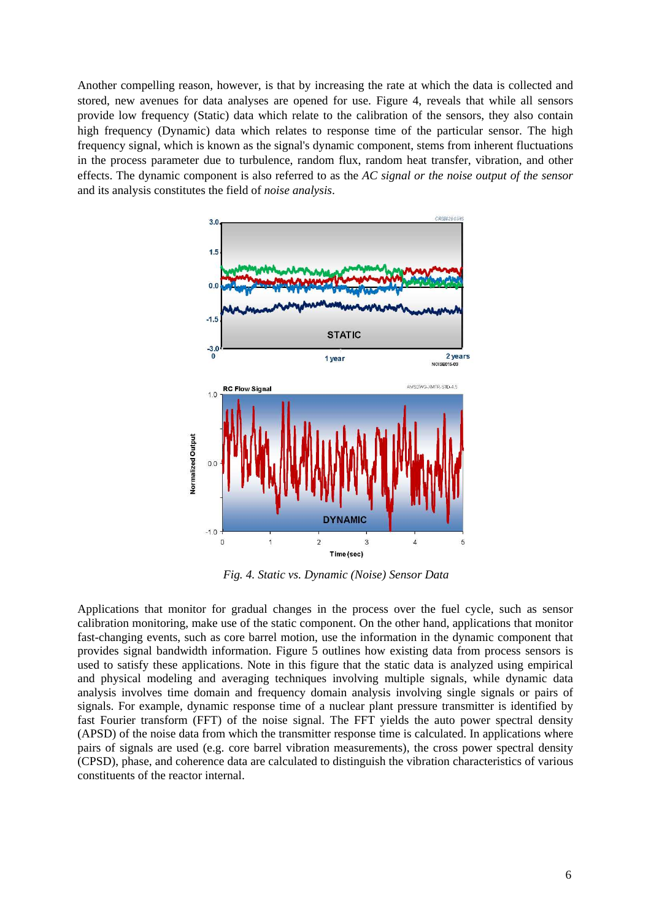Another compelling reason, however, is that by increasing the rate at which the data is collected and stored, new avenues for data analyses are opened for use. Figure 4, reveals that while all sensors provide low frequency (Static) data which relate to the calibration of the sensors, they also contain high frequency (Dynamic) data which relates to response time of the particular sensor. The high frequency signal, which is known as the signal's dynamic component, stems from inherent fluctuations in the process parameter due to turbulence, random flux, random heat transfer, vibration, and other effects. The dynamic component is also referred to as the *AC signal or the noise output of the sensor* and its analysis constitutes the field of *noise analysis*.

*Fig. 4. Static vs. Dynamic (Noise) Sensor Data*

Applications that monitor for gradual changes in the process over the fuel cycle, such as sensor calibration monitoring, make use of the static component. On the other hand, applications that monitor fast-changing events, such as core barrel motion, use the information in the dynamic component that provides signal bandwidth information. Figure 5 outlines how existing data from process sensors is used to satisfy these applications. Note in this figure that the static data is analyzed using empirical and physical modeling and averaging techniques involving multiple signals, while dynamic data analysis involves time domain and frequency domain analysis involving single signals or pairs of signals. For example, dynamic response time of a nuclear plant pressure transmitter is identified by fast Fourier transform (FFT) of the noise signal. The FFT yields the auto power spectral density (APSD) of the noise data from which the transmitter response time is calculated. In applications where pairs of signals are used (e.g. core barrel vibration measurements), the cross power spectral density (CPSD), phase, and coherence data are calculated to distinguish the vibration characteristics of various constituents of the reactor internal.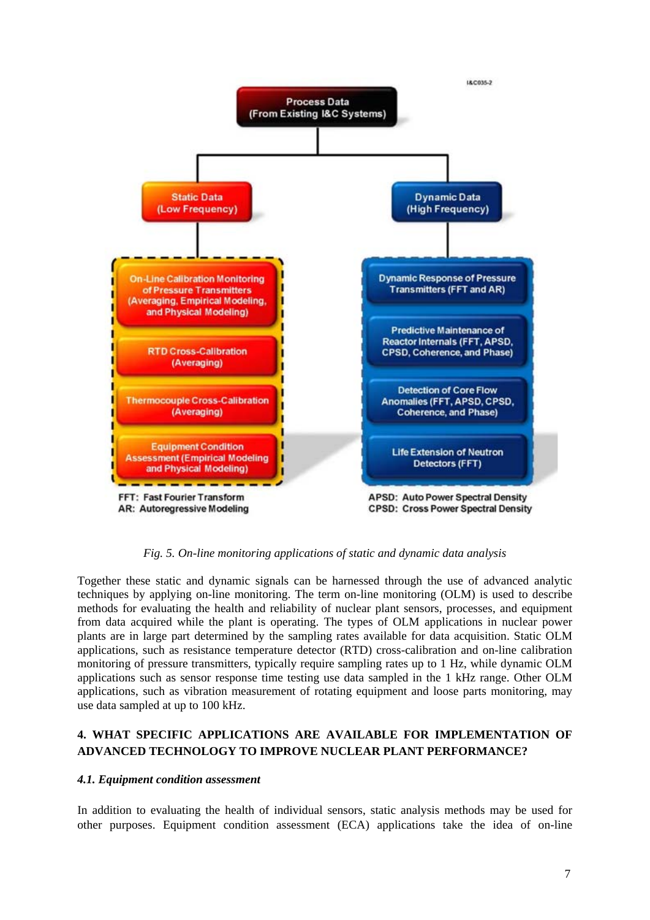*Fig. 5. On-line monitoring applications of static and dynamic data analysis*

Together these static and dynamic signals can be harnessed through the use of advanced analytic techniques by applying on-line monitoring. The term on-line monitoring (OLM) is used to describe methods for evaluating the health and reliability of nuclear plant sensors, processes, and equipment from data acquired while the plant is operating. The types of OLM applications in nuclear power plants are in large part determined by the sampling rates available for data acquisition. Static OLM applications, such as resistance temperature detector (RTD) cross-calibration and on-line calibration monitoring of pressure transmitters, typically require sampling rates up to 1 Hz, while dynamic OLM applications such as sensor response time testing use data sampled in the 1 kHz range. Other OLM applications, such as vibration measurement of rotating equipment and loose parts monitoring, may use data sampled at up to 100 kHz.

## 4. WHAT SPECIFIC APPLICATIONS ARE AVAILABLE FOR IMPLEMENTATION OF ADVANCED TECHNOLOGY TO IMPROVE NUCLEAR PLANT PERFORMANCE?

### *4.1. Equipment condition assessment*

In addition to evaluating the health of individual sensors, static analysis methods may be used for other purposes. Equipment condition assessment (ECA) applications take the idea of on-line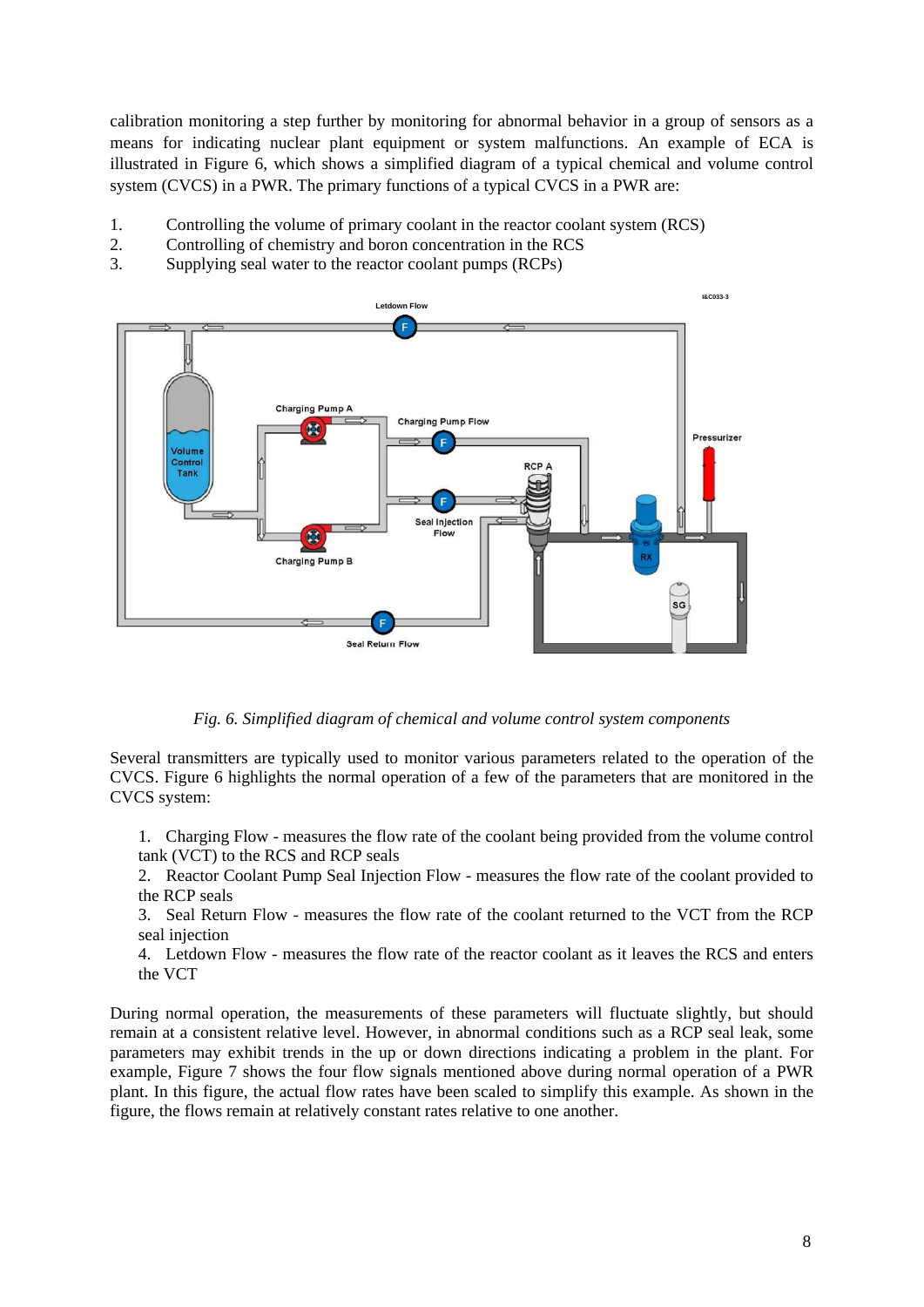calibration monitoring a step further by monitoring for abnormal behavior in a group of sensors as a means for indicating nuclear plant equipment or system malfunctions. An example of ECA is illustrated in Figure 6, which shows a simplified diagram of a typical chemical and volume control system (CVCS) in a PWR. The primary functions of a typical CVCS in a PWR are:

1. Controlling the volume of primary coolant in the reactor coolant system (RCS)
2. Controlling of chemistry and boron concentration in the RCS
3. Supplying seal water to the reactor coolant pumps (RCPs)

*Fig. 6. Simplified diagram of chemical and volume control system components*

Several transmitters are typically used to monitor various parameters related to the operation of the CVCS. Figure 6 highlights the normal operation of a few of the parameters that are monitored in the CVCS system:

1. Charging Flow - measures the flow rate of the coolant being provided from the volume control tank (VCT) to the RCS and RCP seals
2. Reactor Coolant Pump Seal Injection Flow - measures the flow rate of the coolant provided to the RCP seals
3. Seal Return Flow - measures the flow rate of the coolant returned to the VCT from the RCP seal injection
4. Letdown Flow - measures the flow rate of the reactor coolant as it leaves the RCS and enters the VCT

During normal operation, the measurements of these parameters will fluctuate slightly, but should remain at a consistent relative level. However, in abnormal conditions such as a RCP seal leak, some parameters may exhibit trends in the up or down directions indicating a problem in the plant. For example, Figure 7 shows the four flow signals mentioned above during normal operation of a PWR plant. In this figure, the actual flow rates have been scaled to simplify this example. As shown in the figure, the flows remain at relatively constant rates relative to one another.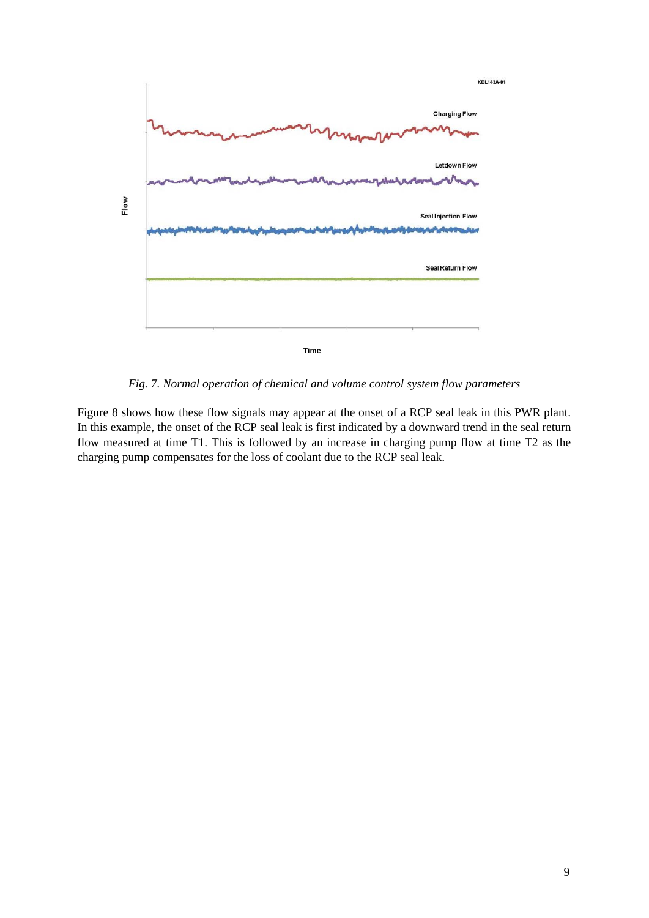*Fig. 7. Normal operation of chemical and volume control system flow parameters*

Figure 8 shows how these flow signals may appear at the onset of a RCP seal leak in this PWR plant. In this example, the onset of the RCP seal leak is first indicated by a downward trend in the seal return flow measured at time T1. This is followed by an increase in charging pump flow at time T2 as the charging pump compensates for the loss of coolant due to the RCP seal leak.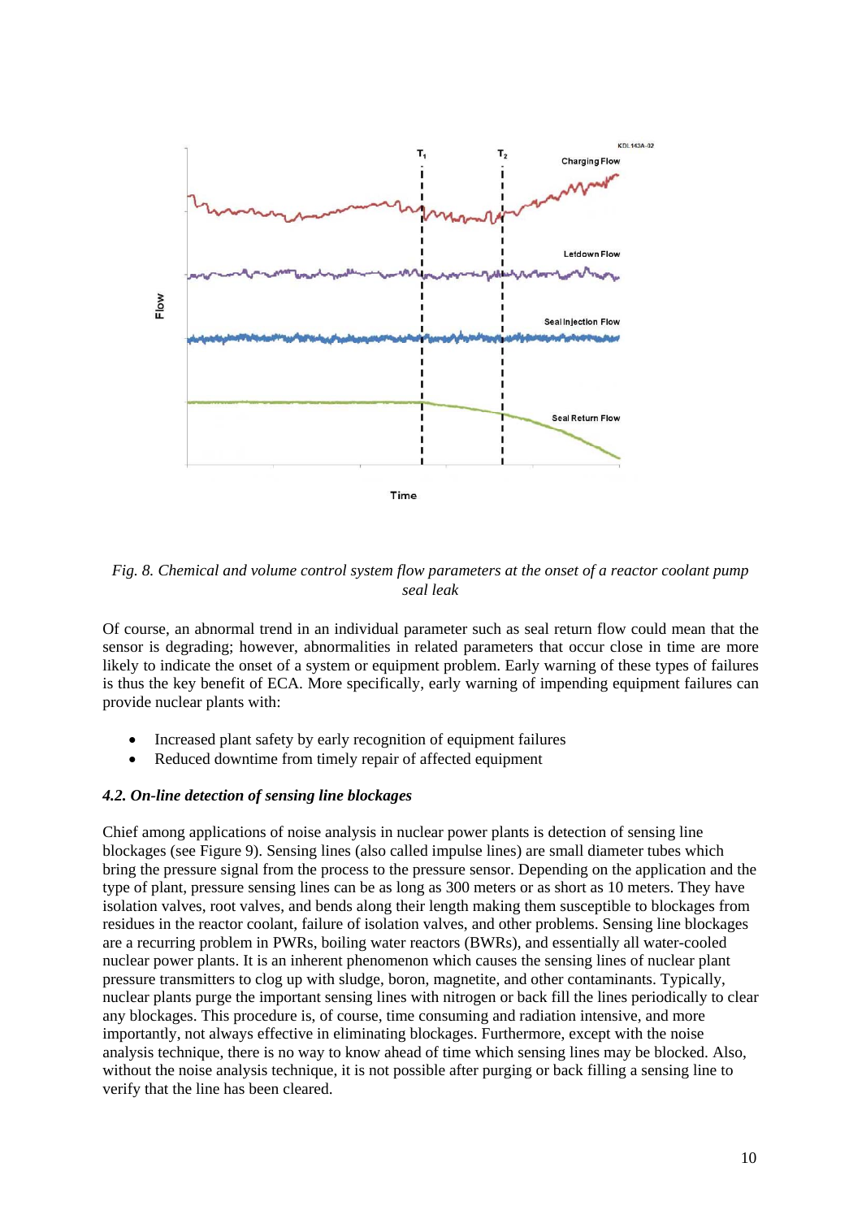*Fig. 8. Chemical and volume control system flow parameters at the onset of a reactor coolant pump seal leak*

Of course, an abnormal trend in an individual parameter such as seal return flow could mean that the sensor is degrading; however, abnormalities in related parameters that occur close in time are more likely to indicate the onset of a system or equipment problem. Early warning of these types of failures is thus the key benefit of ECA. More specifically, early warning of impending equipment failures can provide nuclear plants with:

- Increased plant safety by early recognition of equipment failures
- Reduced downtime from timely repair of affected equipment

### *4.2. On-line detection of sensing line blockages*

Chief among applications of noise analysis in nuclear power plants is detection of sensing line blockages (see Figure 9). Sensing lines (also called impulse lines) are small diameter tubes which bring the pressure signal from the process to the pressure sensor. Depending on the application and the type of plant, pressure sensing lines can be as long as 300 meters or as short as 10 meters. They have isolation valves, root valves, and bends along their length making them susceptible to blockages from residues in the reactor coolant, failure of isolation valves, and other problems. Sensing line blockages are a recurring problem in PWRs, boiling water reactors (BWRs), and essentially all water-cooled nuclear power plants. It is an inherent phenomenon which causes the sensing lines of nuclear plant pressure transmitters to clog up with sludge, boron, magnetite, and other contaminants. Typically, nuclear plants purge the important sensing lines with nitrogen or back fill the lines periodically to clear any blockages. This procedure is, of course, time consuming and radiation intensive, and more importantly, not always effective in eliminating blockages. Furthermore, except with the noise analysis technique, there is no way to know ahead of time which sensing lines may be blocked. Also, without the noise analysis technique, it is not possible after purging or back filling a sensing line to verify that the line has been cleared.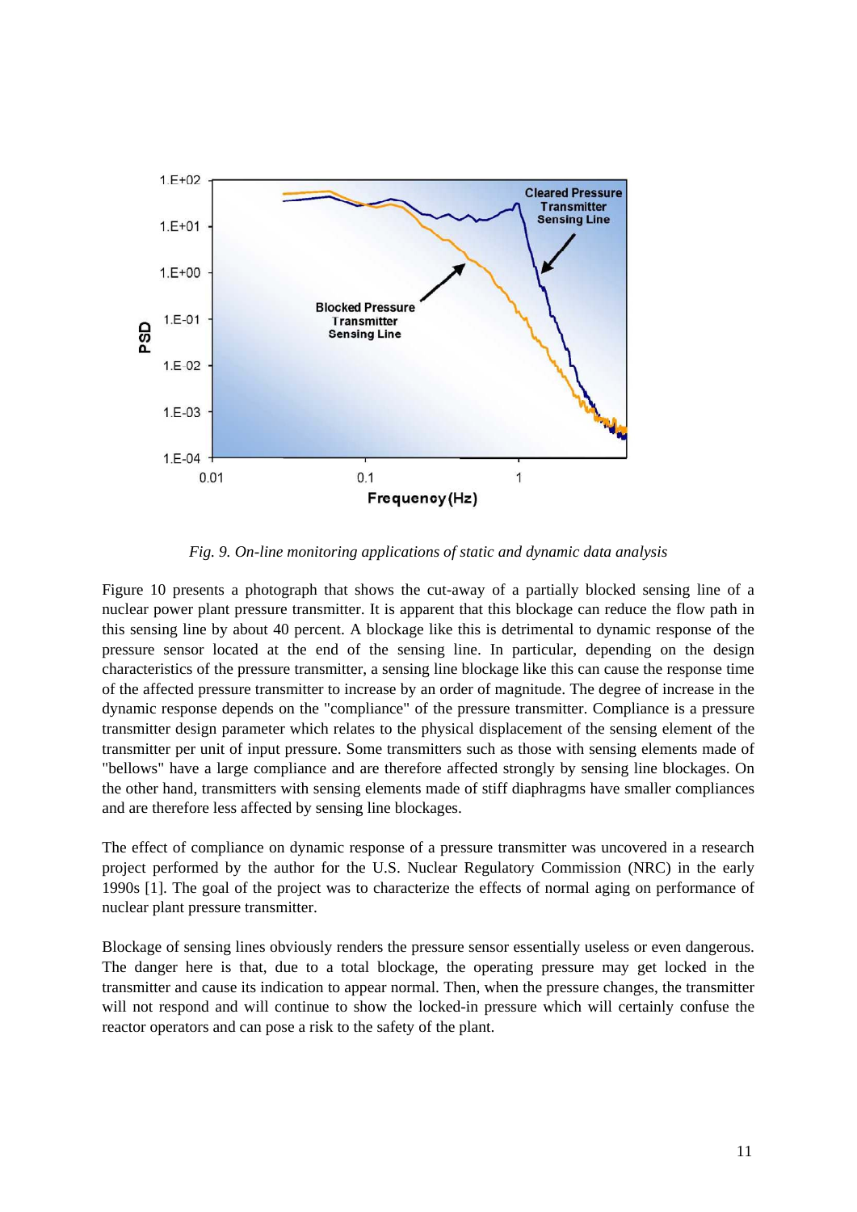*Fig. 9. On-line monitoring applications of static and dynamic data analysis*

Figure 10 presents a photograph that shows the cut-away of a partially blocked sensing line of a nuclear power plant pressure transmitter. It is apparent that this blockage can reduce the flow path in this sensing line by about 40 percent. A blockage like this is detrimental to dynamic response of the pressure sensor located at the end of the sensing line. In particular, depending on the design characteristics of the pressure transmitter, a sensing line blockage like this can cause the response time of the affected pressure transmitter to increase by an order of magnitude. The degree of increase in the dynamic response depends on the "compliance" of the pressure transmitter. Compliance is a pressure transmitter design parameter which relates to the physical displacement of the sensing element of the transmitter per unit of input pressure. Some transmitters such as those with sensing elements made of "bellows" have a large compliance and are therefore affected strongly by sensing line blockages. On the other hand, transmitters with sensing elements made of stiff diaphragms have smaller compliances and are therefore less affected by sensing line blockages.

The effect of compliance on dynamic response of a pressure transmitter was uncovered in a research project performed by the author for the U.S. Nuclear Regulatory Commission (NRC) in the early 1990s [1]. The goal of the project was to characterize the effects of normal aging on performance of nuclear plant pressure transmitter.

Blockage of sensing lines obviously renders the pressure sensor essentially useless or even dangerous. The danger here is that, due to a total blockage, the operating pressure may get locked in the transmitter and cause its indication to appear normal. Then, when the pressure changes, the transmitter will not respond and will continue to show the locked-in pressure which will certainly confuse the reactor operators and can pose a risk to the safety of the plant.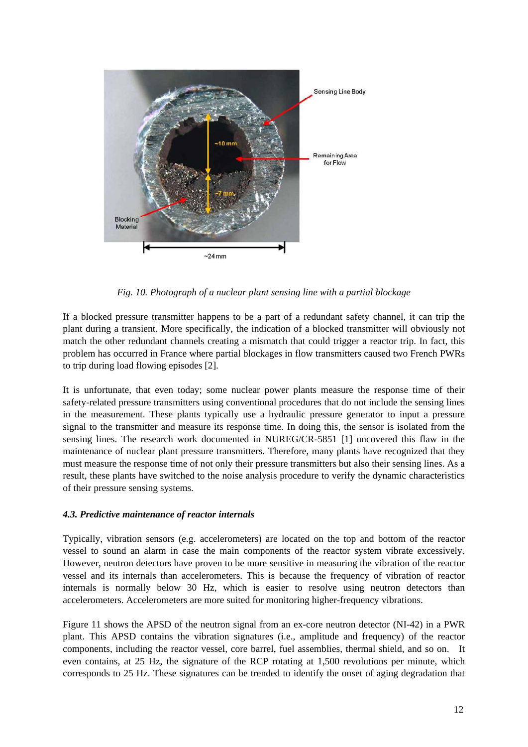*Fig. 10. Photograph of a nuclear plant sensing line with a partial blockage*

If a blocked pressure transmitter happens to be a part of a redundant safety channel, it can trip the plant during a transient. More specifically, the indication of a blocked transmitter will obviously not match the other redundant channels creating a mismatch that could trigger a reactor trip. In fact, this problem has occurred in France where partial blockages in flow transmitters caused two French PWRs to trip during load flowing episodes [2].

It is unfortunate, that even today; some nuclear power plants measure the response time of their safety-related pressure transmitters using conventional procedures that do not include the sensing lines in the measurement. These plants typically use a hydraulic pressure generator to input a pressure signal to the transmitter and measure its response time. In doing this, the sensor is isolated from the sensing lines. The research work documented in NUREG/CR-5851 [1] uncovered this flaw in the maintenance of nuclear plant pressure transmitters. Therefore, many plants have recognized that they must measure the response time of not only their pressure transmitters but also their sensing lines. As a result, these plants have switched to the noise analysis procedure to verify the dynamic characteristics of their pressure sensing systems.

### *4.3. Predictive maintenance of reactor internals*

Typically, vibration sensors (e.g. accelerometers) are located on the top and bottom of the reactor vessel to sound an alarm in case the main components of the reactor system vibrate excessively. However, neutron detectors have proven to be more sensitive in measuring the vibration of the reactor vessel and its internals than accelerometers. This is because the frequency of vibration of reactor internals is normally below 30 Hz, which is easier to resolve using neutron detectors than accelerometers. Accelerometers are more suited for monitoring higher-frequency vibrations.

Figure 11 shows the APSD of the neutron signal from an ex-core neutron detector (NI-42) in a PWR plant. This APSD contains the vibration signatures (i.e., amplitude and frequency) of the reactor components, including the reactor vessel, core barrel, fuel assemblies, thermal shield, and so on. It even contains, at 25 Hz, the signature of the RCP rotating at 1,500 revolutions per minute, which corresponds to 25 Hz. These signatures can be trended to identify the onset of aging degradation that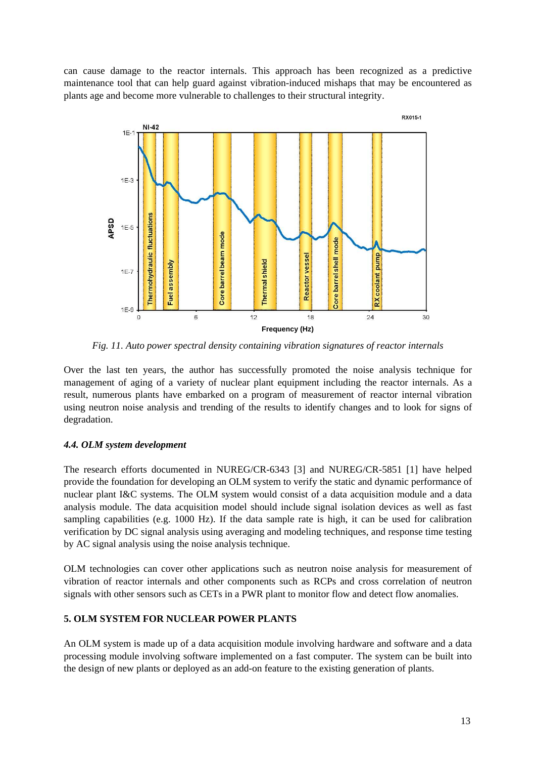can cause damage to the reactor internals. This approach has been recognized as a predictive maintenance tool that can help guard against vibration-induced mishaps that may be encountered as plants age and become more vulnerable to challenges to their structural integrity.

*Fig. 11. Auto power spectral density containing vibration signatures of reactor internals*

Over the last ten years, the author has successfully promoted the noise analysis technique for management of aging of a variety of nuclear plant equipment including the reactor internals. As a result, numerous plants have embarked on a program of measurement of reactor internal vibration using neutron noise analysis and trending of the results to identify changes and to look for signs of degradation.

### *4.4. OLM system development*

The research efforts documented in NUREG/CR-6343 [3] and NUREG/CR-5851 [1] have helped provide the foundation for developing an OLM system to verify the static and dynamic performance of nuclear plant I&C systems. The OLM system would consist of a data acquisition module and a data analysis module. The data acquisition model should include signal isolation devices as well as fast sampling capabilities (e.g. 1000 Hz). If the data sample rate is high, it can be used for calibration verification by DC signal analysis using averaging and modeling techniques, and response time testing by AC signal analysis using the noise analysis technique.

OLM technologies can cover other applications such as neutron noise analysis for measurement of vibration of reactor internals and other components such as RCPs and cross correlation of neutron signals with other sensors such as CETs in a PWR plant to monitor flow and detect flow anomalies.

## 5. OLM SYSTEM FOR NUCLEAR POWER PLANTS

An OLM system is made up of a data acquisition module involving hardware and software and a data processing module involving software implemented on a fast computer. The system can be built into the design of new plants or deployed as an add-on feature to the existing generation of plants.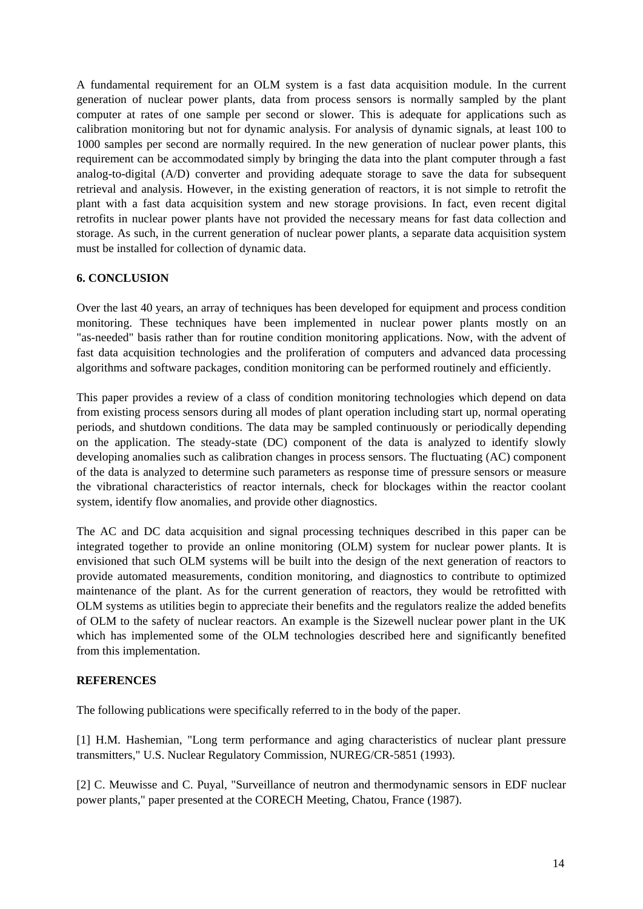A fundamental requirement for an OLM system is a fast data acquisition module. In the current generation of nuclear power plants, data from process sensors is normally sampled by the plant computer at rates of one sample per second or slower. This is adequate for applications such as calibration monitoring but not for dynamic analysis. For analysis of dynamic signals, at least 100 to 1000 samples per second are normally required. In the new generation of nuclear power plants, this requirement can be accommodated simply by bringing the data into the plant computer through a fast analog-to-digital (A/D) converter and providing adequate storage to save the data for subsequent retrieval and analysis. However, in the existing generation of reactors, it is not simple to retrofit the plant with a fast data acquisition system and new storage provisions. In fact, even recent digital retrofits in nuclear power plants have not provided the necessary means for fast data collection and storage. As such, in the current generation of nuclear power plants, a separate data acquisition system must be installed for collection of dynamic data.

## 6. CONCLUSION

Over the last 40 years, an array of techniques has been developed for equipment and process condition monitoring. These techniques have been implemented in nuclear power plants mostly on an "as-needed" basis rather than for routine condition monitoring applications. Now, with the advent of fast data acquisition technologies and the proliferation of computers and advanced data processing algorithms and software packages, condition monitoring can be performed routinely and efficiently.

This paper provides a review of a class of condition monitoring technologies which depend on data from existing process sensors during all modes of plant operation including start up, normal operating periods, and shutdown conditions. The data may be sampled continuously or periodically depending on the application. The steady-state (DC) component of the data is analyzed to identify slowly developing anomalies such as calibration changes in process sensors. The fluctuating (AC) component of the data is analyzed to determine such parameters as response time of pressure sensors or measure the vibrational characteristics of reactor internals, check for blockages within the reactor coolant system, identify flow anomalies, and provide other diagnostics.

The AC and DC data acquisition and signal processing techniques described in this paper can be integrated together to provide an online monitoring (OLM) system for nuclear power plants. It is envisioned that such OLM systems will be built into the design of the next generation of reactors to provide automated measurements, condition monitoring, and diagnostics to contribute to optimized maintenance of the plant. As for the current generation of reactors, they would be retrofitted with OLM systems as utilities begin to appreciate their benefits and the regulators realize the added benefits of OLM to the safety of nuclear reactors. An example is the Sizewell nuclear power plant in the UK which has implemented some of the OLM technologies described here and significantly benefited from this implementation.

## REFERENCES

The following publications were specifically referred to in the body of the paper.

[1] H.M. Hashemian, "Long term performance and aging characteristics of nuclear plant pressure transmitters," U.S. Nuclear Regulatory Commission, NUREG/CR-5851 (1993).

[2] C. Meuwisse and C. Puyal, "Surveillance of neutron and thermodynamic sensors in EDF nuclear power plants," paper presented at the CORECH Meeting, Chatou, France (1987).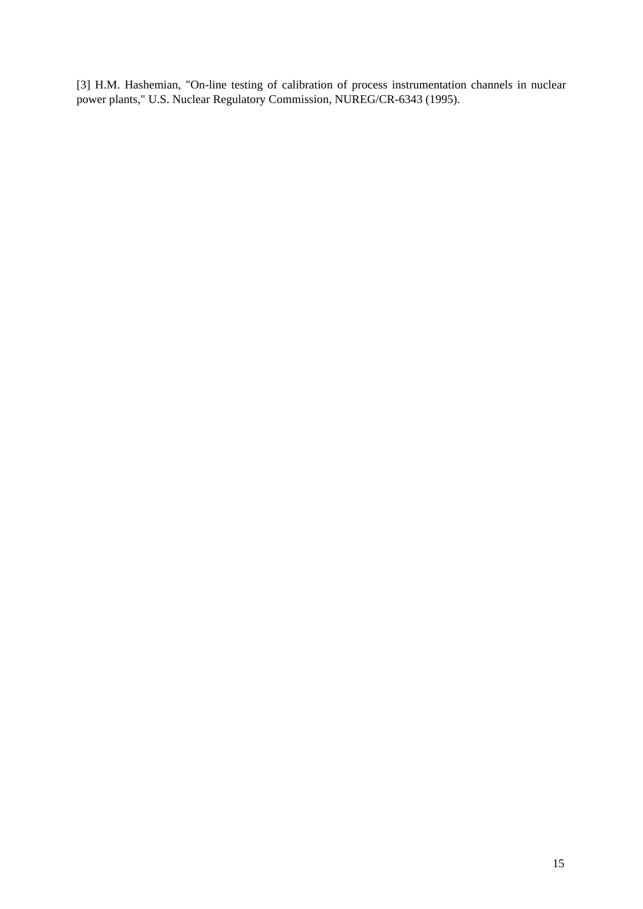[3] H.M. Hashemian, "On-line testing of calibration of process instrumentation channels in nuclear power plants," U.S. Nuclear Regulatory Commission, NUREG/CR-6343 (1995).